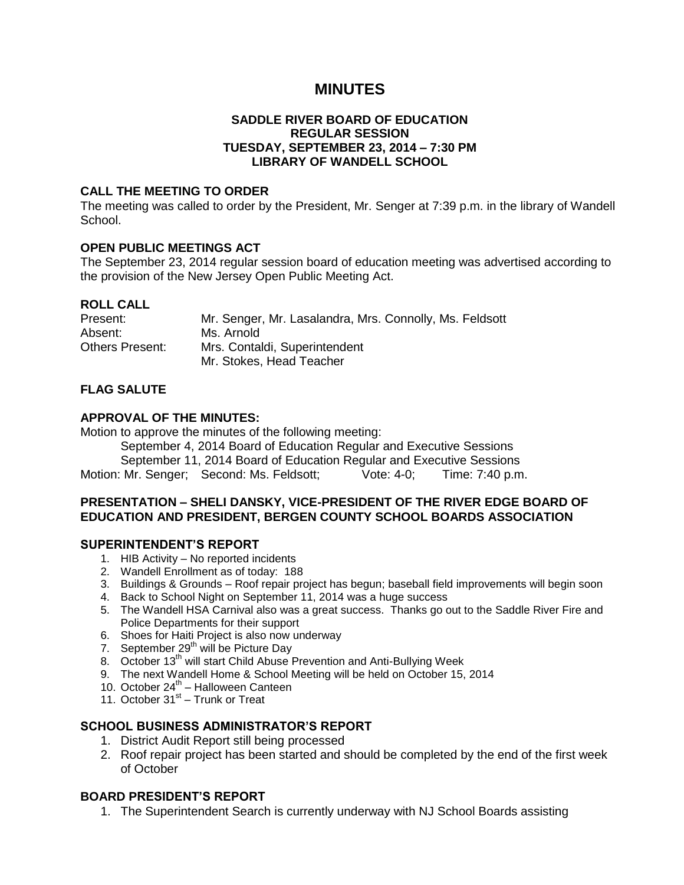# MINUTES

**SADDLE RIVER BOARD OF EDUCATION**
**REGULAR SESSION**
**TUESDAY, SEPTEMBER 23, 2014 – 7:30 PM**
**LIBRARY OF WANDELL SCHOOL**

## CALL THE MEETING TO ORDER

The meeting was called to order by the President, Mr. Senger at 7:39 p.m. in the library of Wandell School.

## OPEN PUBLIC MEETINGS ACT

The September 23, 2014 regular session board of education meeting was advertised according to the provision of the New Jersey Open Public Meeting Act.

## ROLL CALL

| | |
|---|---|
| Present: | Mr. Senger, Mr. Lasalandra, Mrs. Connolly, Ms. Feldsott |
| Absent: | Ms. Arnold |
| Others Present: | Mrs. Contaldi, Superintendent |
| | Mr. Stokes, Head Teacher |

## FLAG SALUTE

## APPROVAL OF THE MINUTES:

Motion to approve the minutes of the following meeting:

September 4, 2014 Board of Education Regular and Executive Sessions
September 11, 2014 Board of Education Regular and Executive Sessions

Motion: Mr. Senger; Second: Ms. Feldsott; Vote: 4-0; Time: 7:40 p.m.

## PRESENTATION – SHELI DANSKY, VICE-PRESIDENT OF THE RIVER EDGE BOARD OF EDUCATION AND PRESIDENT, BERGEN COUNTY SCHOOL BOARDS ASSOCIATION

## SUPERINTENDENT'S REPORT

1. HIB Activity – No reported incidents
2. Wandell Enrollment as of today: 188
3. Buildings & Grounds – Roof repair project has begun; baseball field improvements will begin soon
4. Back to School Night on September 11, 2014 was a huge success
5. The Wandell HSA Carnival also was a great success. Thanks go out to the Saddle River Fire and Police Departments for their support
6. Shoes for Haiti Project is also now underway
7. September 29th will be Picture Day
8. October 13th will start Child Abuse Prevention and Anti-Bullying Week
9. The next Wandell Home & School Meeting will be held on October 15, 2014
10. October 24th – Halloween Canteen
11. October 31st – Trunk or Treat

## SCHOOL BUSINESS ADMINISTRATOR'S REPORT

1. District Audit Report still being processed
2. Roof repair project has been started and should be completed by the end of the first week of October

## BOARD PRESIDENT'S REPORT

1. The Superintendent Search is currently underway with NJ School Boards assisting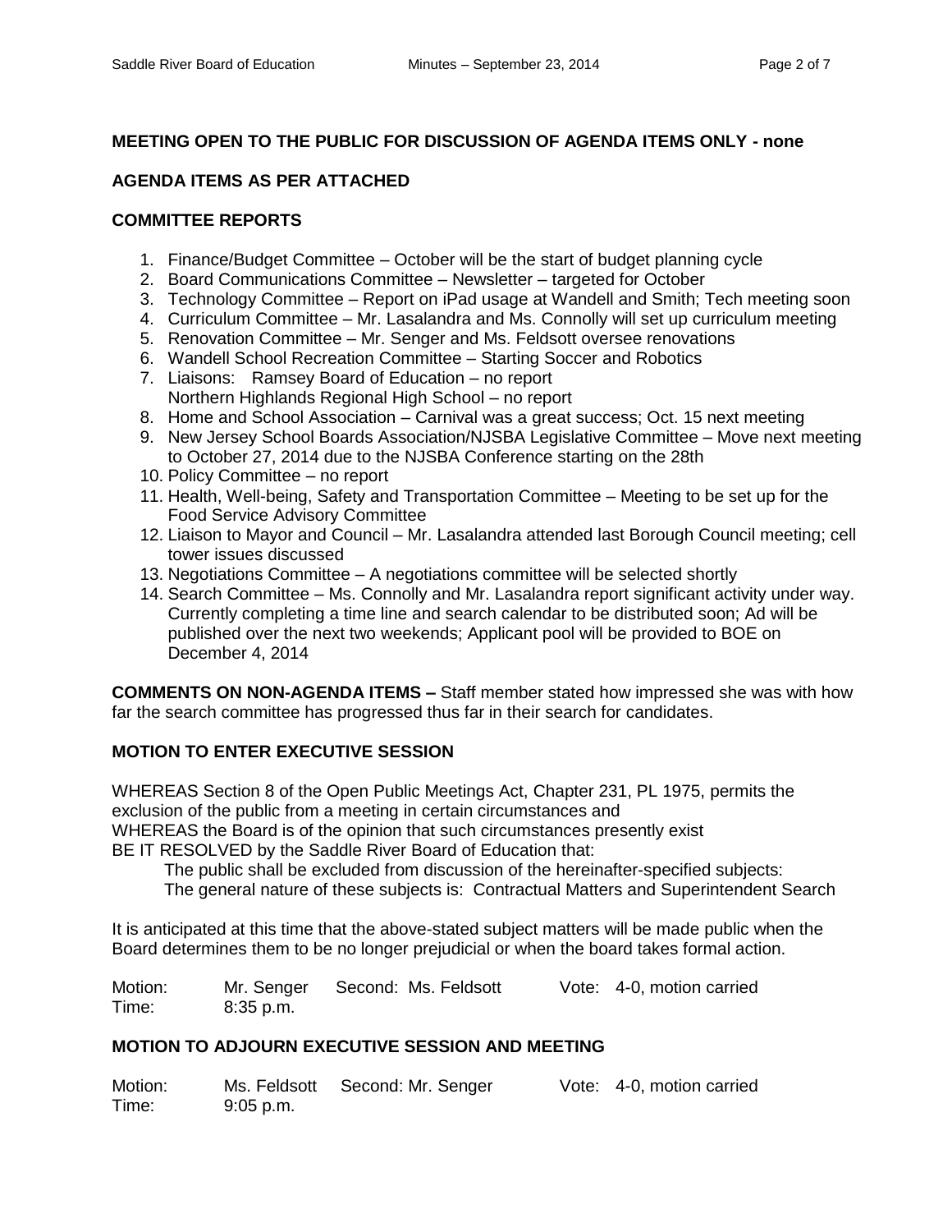**MEETING OPEN TO THE PUBLIC FOR DISCUSSION OF AGENDA ITEMS ONLY - none**

**AGENDA ITEMS AS PER ATTACHED**

**COMMITTEE REPORTS**

1. Finance/Budget Committee – October will be the start of budget planning cycle
2. Board Communications Committee – Newsletter – targeted for October
3. Technology Committee – Report on iPad usage at Wandell and Smith; Tech meeting soon
4. Curriculum Committee – Mr. Lasalandra and Ms. Connolly will set up curriculum meeting
5. Renovation Committee – Mr. Senger and Ms. Feldsott oversee renovations
6. Wandell School Recreation Committee – Starting Soccer and Robotics
7. Liaisons: Ramsey Board of Education – no report
   Northern Highlands Regional High School – no report
8. Home and School Association – Carnival was a great success; Oct. 15 next meeting
9. New Jersey School Boards Association/NJSBA Legislative Committee – Move next meeting to October 27, 2014 due to the NJSBA Conference starting on the 28th
10. Policy Committee – no report
11. Health, Well-being, Safety and Transportation Committee – Meeting to be set up for the Food Service Advisory Committee
12. Liaison to Mayor and Council – Mr. Lasalandra attended last Borough Council meeting; cell tower issues discussed
13. Negotiations Committee – A negotiations committee will be selected shortly
14. Search Committee – Ms. Connolly and Mr. Lasalandra report significant activity under way. Currently completing a time line and search calendar to be distributed soon; Ad will be published over the next two weekends; Applicant pool will be provided to BOE on December 4, 2014

**COMMENTS ON NON-AGENDA ITEMS –** Staff member stated how impressed she was with how far the search committee has progressed thus far in their search for candidates.

**MOTION TO ENTER EXECUTIVE SESSION**

WHEREAS Section 8 of the Open Public Meetings Act, Chapter 231, PL 1975, permits the exclusion of the public from a meeting in certain circumstances and
WHEREAS the Board is of the opinion that such circumstances presently exist
BE IT RESOLVED by the Saddle River Board of Education that:

The public shall be excluded from discussion of the hereinafter-specified subjects:
The general nature of these subjects is: Contractual Matters and Superintendent Search

It is anticipated at this time that the above-stated subject matters will be made public when the Board determines them to be no longer prejudicial or when the board takes formal action.

Motion: Mr. Senger Second: Ms. Feldsott Vote: 4-0, motion carried
Time: 8:35 p.m.

**MOTION TO ADJOURN EXECUTIVE SESSION AND MEETING**

Motion: Ms. Feldsott Second: Mr. Senger Vote: 4-0, motion carried
Time: 9:05 p.m.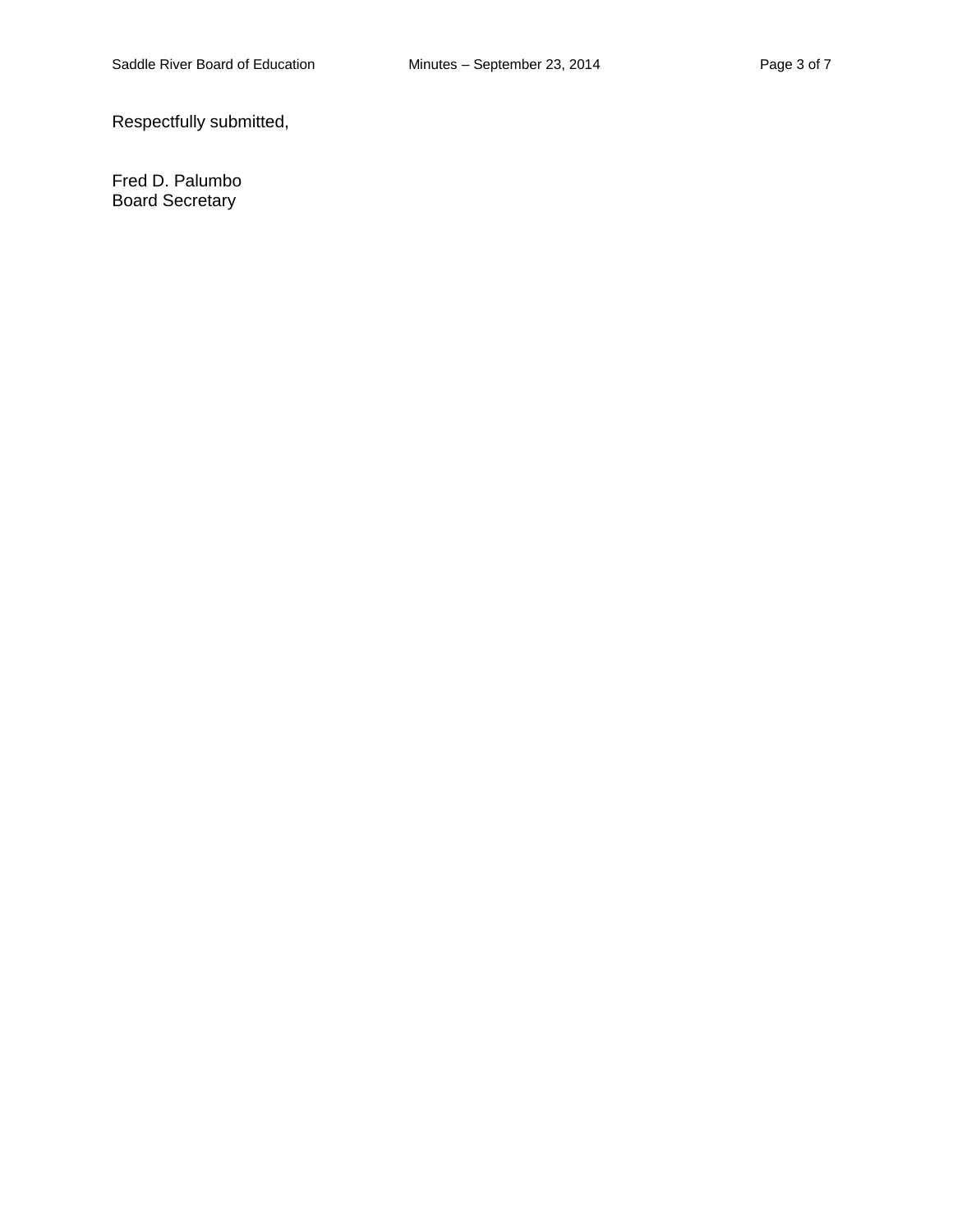Respectfully submitted,

Fred D. Palumbo
Board Secretary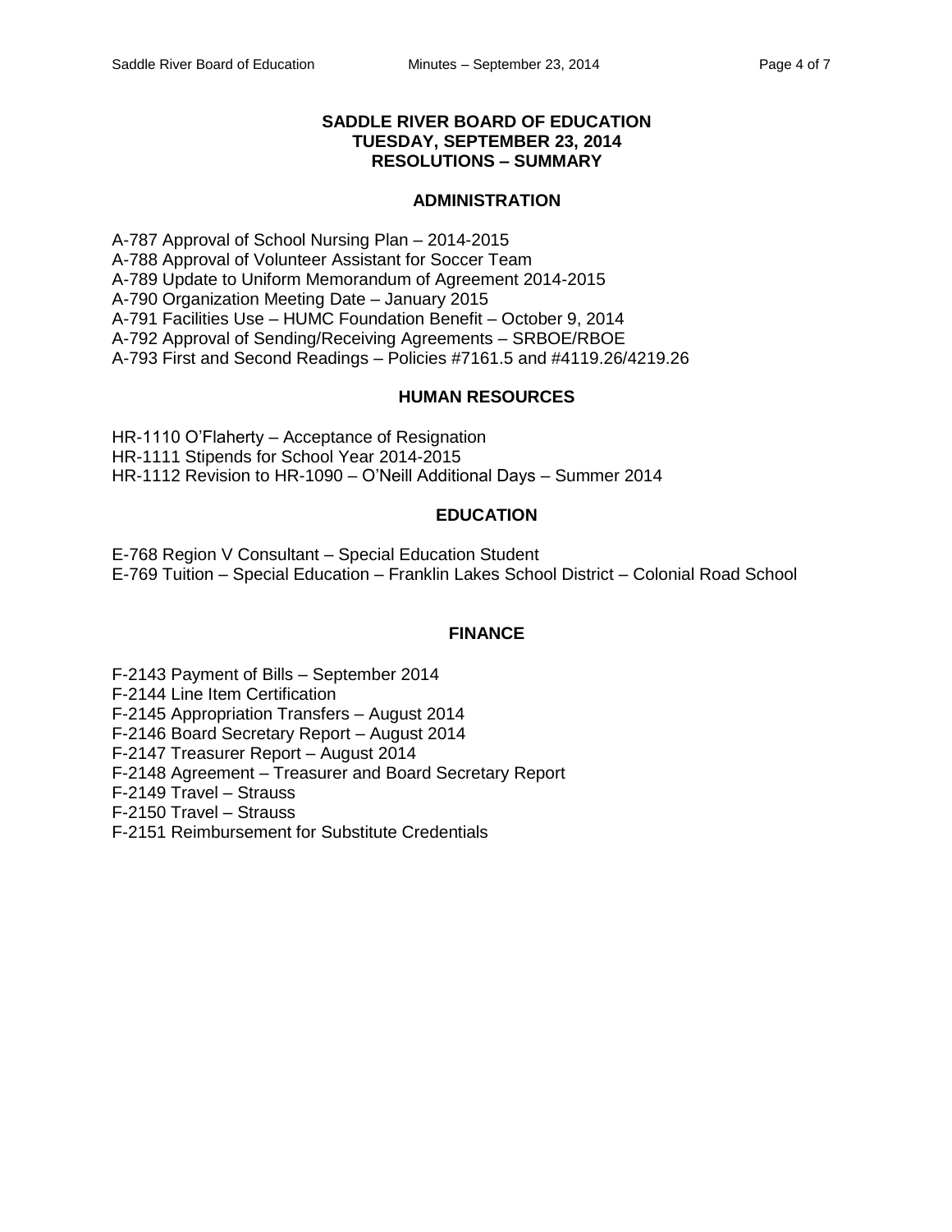# SADDLE RIVER BOARD OF EDUCATION
## TUESDAY, SEPTEMBER 23, 2014
## RESOLUTIONS – SUMMARY

### ADMINISTRATION

A-787 Approval of School Nursing Plan – 2014-2015
A-788 Approval of Volunteer Assistant for Soccer Team
A-789 Update to Uniform Memorandum of Agreement 2014-2015
A-790 Organization Meeting Date – January 2015
A-791 Facilities Use – HUMC Foundation Benefit – October 9, 2014
A-792 Approval of Sending/Receiving Agreements – SRBOE/RBOE
A-793 First and Second Readings – Policies #7161.5 and #4119.26/4219.26

### HUMAN RESOURCES

HR-1110 O'Flaherty – Acceptance of Resignation
HR-1111 Stipends for School Year 2014-2015
HR-1112 Revision to HR-1090 – O'Neill Additional Days – Summer 2014

### EDUCATION

E-768 Region V Consultant – Special Education Student
E-769 Tuition – Special Education – Franklin Lakes School District – Colonial Road School

### FINANCE

F-2143 Payment of Bills – September 2014
F-2144 Line Item Certification
F-2145 Appropriation Transfers – August 2014
F-2146 Board Secretary Report – August 2014
F-2147 Treasurer Report – August 2014
F-2148 Agreement – Treasurer and Board Secretary Report
F-2149 Travel – Strauss
F-2150 Travel – Strauss
F-2151 Reimbursement for Substitute Credentials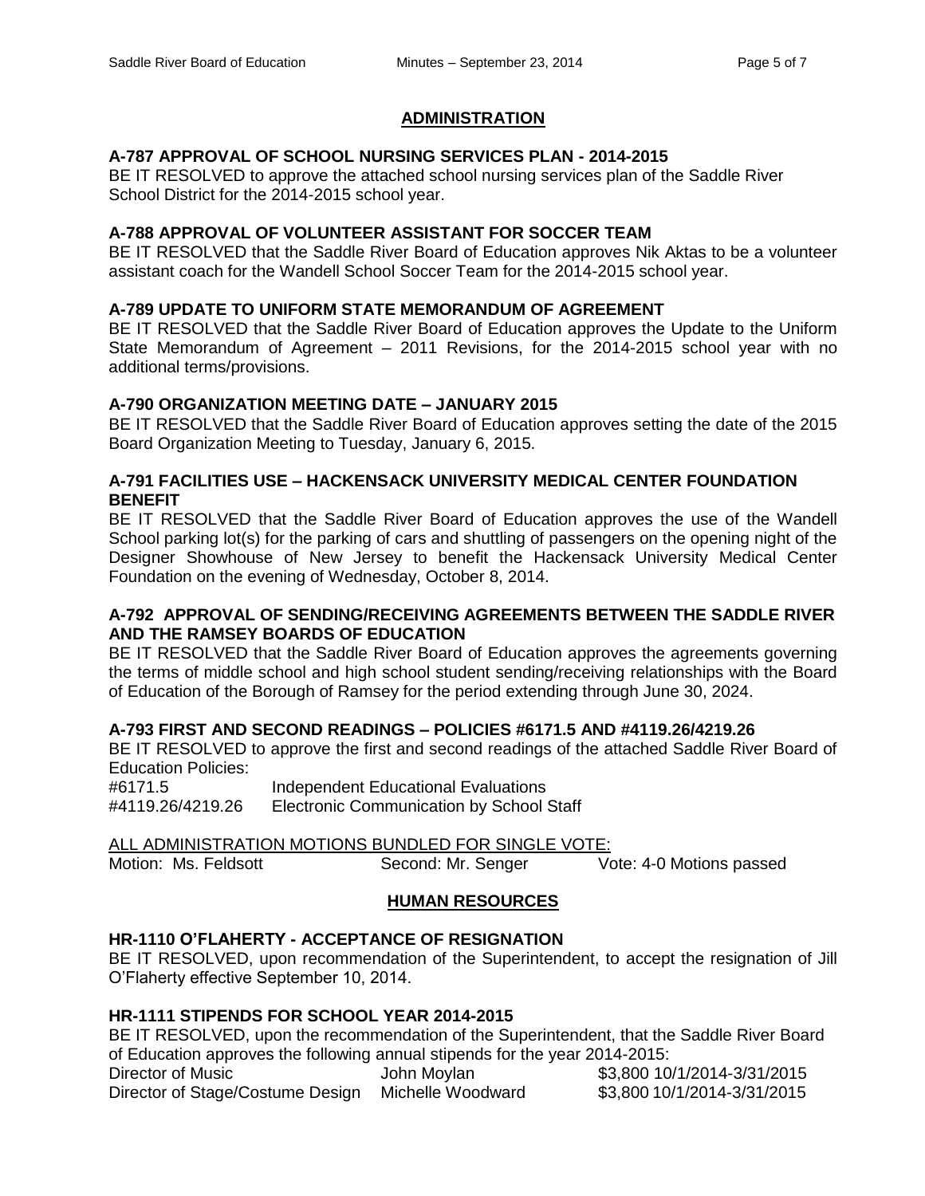## ADMINISTRATION

### A-787 APPROVAL OF SCHOOL NURSING SERVICES PLAN - 2014-2015

BE IT RESOLVED to approve the attached school nursing services plan of the Saddle River School District for the 2014-2015 school year.

### A-788 APPROVAL OF VOLUNTEER ASSISTANT FOR SOCCER TEAM

BE IT RESOLVED that the Saddle River Board of Education approves Nik Aktas to be a volunteer assistant coach for the Wandell School Soccer Team for the 2014-2015 school year.

### A-789 UPDATE TO UNIFORM STATE MEMORANDUM OF AGREEMENT

BE IT RESOLVED that the Saddle River Board of Education approves the Update to the Uniform State Memorandum of Agreement – 2011 Revisions, for the 2014-2015 school year with no additional terms/provisions.

### A-790 ORGANIZATION MEETING DATE – JANUARY 2015

BE IT RESOLVED that the Saddle River Board of Education approves setting the date of the 2015 Board Organization Meeting to Tuesday, January 6, 2015.

### A-791 FACILITIES USE – HACKENSACK UNIVERSITY MEDICAL CENTER FOUNDATION BENEFIT

BE IT RESOLVED that the Saddle River Board of Education approves the use of the Wandell School parking lot(s) for the parking of cars and shuttling of passengers on the opening night of the Designer Showhouse of New Jersey to benefit the Hackensack University Medical Center Foundation on the evening of Wednesday, October 8, 2014.

### A-792 APPROVAL OF SENDING/RECEIVING AGREEMENTS BETWEEN THE SADDLE RIVER AND THE RAMSEY BOARDS OF EDUCATION

BE IT RESOLVED that the Saddle River Board of Education approves the agreements governing the terms of middle school and high school student sending/receiving relationships with the Board of Education of the Borough of Ramsey for the period extending through June 30, 2024.

### A-793 FIRST AND SECOND READINGS – POLICIES #6171.5 AND #4119.26/4219.26

BE IT RESOLVED to approve the first and second readings of the attached Saddle River Board of Education Policies:

| | |
|---|---|
| #6171.5 | Independent Educational Evaluations |
| #4119.26/4219.26 | Electronic Communication by School Staff |

ALL ADMINISTRATION MOTIONS BUNDLED FOR SINGLE VOTE:
Motion: Ms. Feldsott Second: Mr. Senger Vote: 4-0 Motions passed

## HUMAN RESOURCES

### HR-1110 O'FLAHERTY - ACCEPTANCE OF RESIGNATION

BE IT RESOLVED, upon recommendation of the Superintendent, to accept the resignation of Jill O'Flaherty effective September 10, 2014.

### HR-1111 STIPENDS FOR SCHOOL YEAR 2014-2015

BE IT RESOLVED, upon the recommendation of the Superintendent, that the Saddle River Board of Education approves the following annual stipends for the year 2014-2015:

| | | | |
|---|---|---|---|
| Director of Music | John Moylan | \$3,800 | 10/1/2014-3/31/2015 |
| Director of Stage/Costume Design | Michelle Woodward | \$3,800 | 10/1/2014-3/31/2015 |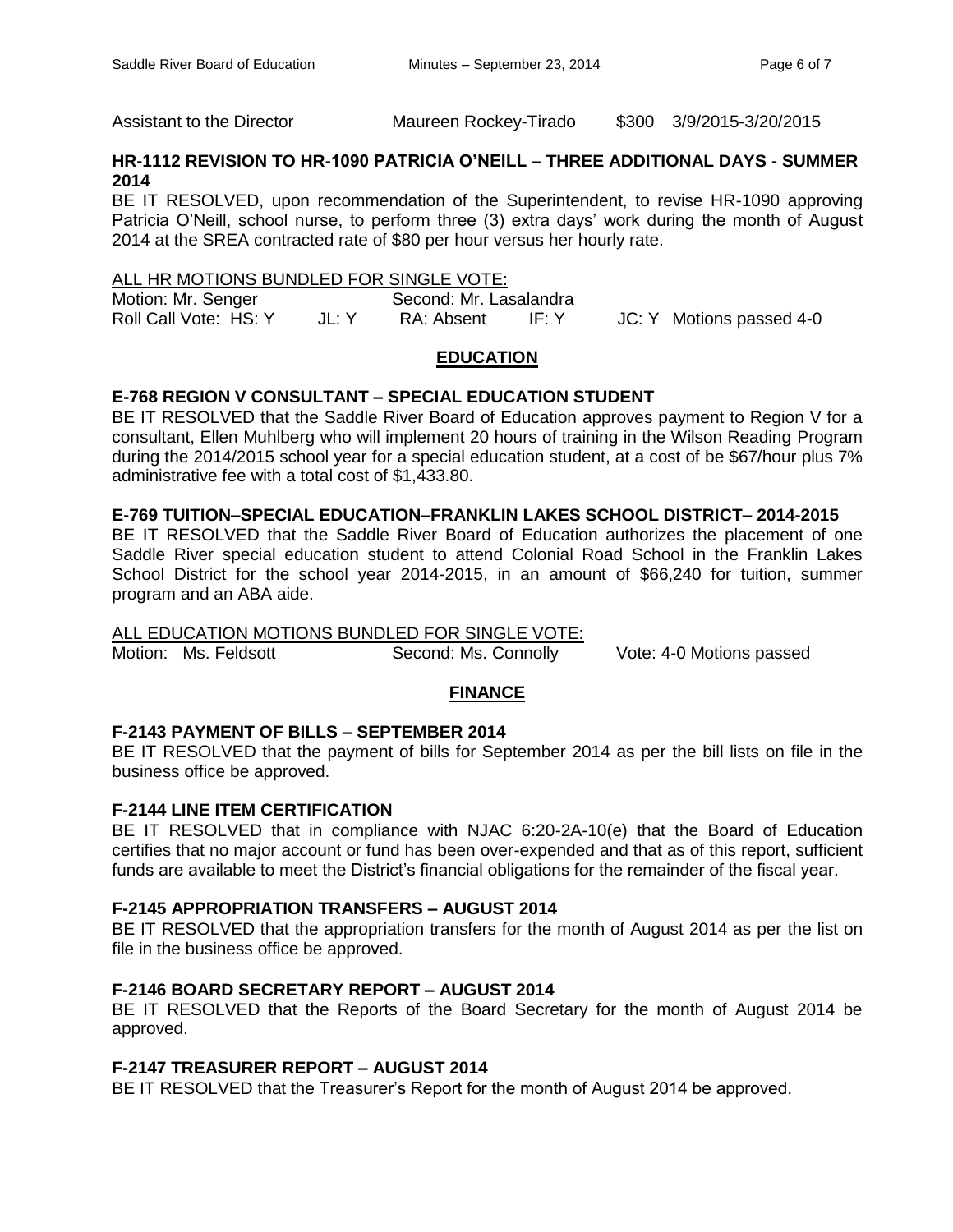| Assistant to the Director | Maureen Rockey-Tirado | $300 | 3/9/2015-3/20/2015 |
|---|---|---|---|

**HR-1112 REVISION TO HR-1090 PATRICIA O'NEILL – THREE ADDITIONAL DAYS - SUMMER 2014**

BE IT RESOLVED, upon recommendation of the Superintendent, to revise HR-1090 approving Patricia O'Neill, school nurse, to perform three (3) extra days' work during the month of August 2014 at the SREA contracted rate of $80 per hour versus her hourly rate.

ALL HR MOTIONS BUNDLED FOR SINGLE VOTE:

Motion: Mr. Senger  Second: Mr. Lasalandra

Roll Call Vote: HS: Y  JL: Y  RA: Absent  IF: Y  JC: Y  Motions passed 4-0

## EDUCATION

**E-768 REGION V CONSULTANT – SPECIAL EDUCATION STUDENT**

BE IT RESOLVED that the Saddle River Board of Education approves payment to Region V for a consultant, Ellen Muhlberg who will implement 20 hours of training in the Wilson Reading Program during the 2014/2015 school year for a special education student, at a cost of be $67/hour plus 7% administrative fee with a total cost of $1,433.80.

**E-769 TUITION–SPECIAL EDUCATION–FRANKLIN LAKES SCHOOL DISTRICT– 2014-2015**

BE IT RESOLVED that the Saddle River Board of Education authorizes the placement of one Saddle River special education student to attend Colonial Road School in the Franklin Lakes School District for the school year 2014-2015, in an amount of $66,240 for tuition, summer program and an ABA aide.

ALL EDUCATION MOTIONS BUNDLED FOR SINGLE VOTE:

Motion: Ms. Feldsott  Second: Ms. Connolly  Vote: 4-0 Motions passed

## FINANCE

**F-2143 PAYMENT OF BILLS – SEPTEMBER 2014**

BE IT RESOLVED that the payment of bills for September 2014 as per the bill lists on file in the business office be approved.

**F-2144 LINE ITEM CERTIFICATION**

BE IT RESOLVED that in compliance with NJAC 6:20-2A-10(e) that the Board of Education certifies that no major account or fund has been over-expended and that as of this report, sufficient funds are available to meet the District's financial obligations for the remainder of the fiscal year.

**F-2145 APPROPRIATION TRANSFERS – AUGUST 2014**

BE IT RESOLVED that the appropriation transfers for the month of August 2014 as per the list on file in the business office be approved.

**F-2146 BOARD SECRETARY REPORT – AUGUST 2014**

BE IT RESOLVED that the Reports of the Board Secretary for the month of August 2014 be approved.

**F-2147 TREASURER REPORT – AUGUST 2014**

BE IT RESOLVED that the Treasurer's Report for the month of August 2014 be approved.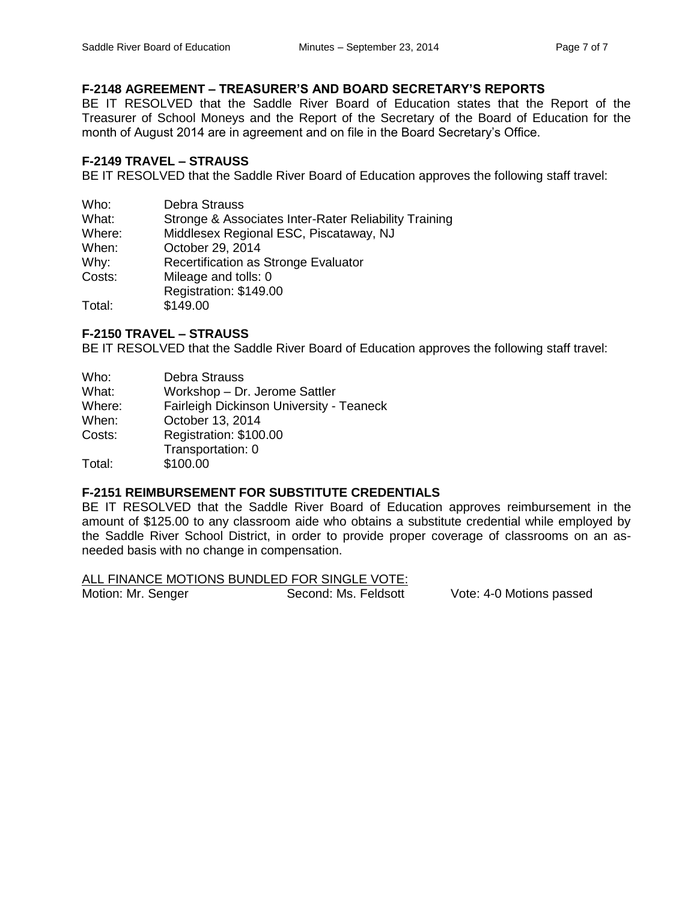### F-2148 AGREEMENT – TREASURER'S AND BOARD SECRETARY'S REPORTS

BE IT RESOLVED that the Saddle River Board of Education states that the Report of the Treasurer of School Moneys and the Report of the Secretary of the Board of Education for the month of August 2014 are in agreement and on file in the Board Secretary's Office.

### F-2149 TRAVEL – STRAUSS

BE IT RESOLVED that the Saddle River Board of Education approves the following staff travel:

| | |
|---|---|
| Who: | Debra Strauss |
| What: | Stronge & Associates Inter-Rater Reliability Training |
| Where: | Middlesex Regional ESC, Piscataway, NJ |
| When: | October 29, 2014 |
| Why: | Recertification as Stronge Evaluator |
| Costs: | Mileage and tolls: 0<br>Registration: $149.00 |
| Total: | $149.00 |

### F-2150 TRAVEL – STRAUSS

BE IT RESOLVED that the Saddle River Board of Education approves the following staff travel:

| | |
|---|---|
| Who: | Debra Strauss |
| What: | Workshop – Dr. Jerome Sattler |
| Where: | Fairleigh Dickinson University - Teaneck |
| When: | October 13, 2014 |
| Costs: | Registration: $100.00<br>Transportation: 0 |
| Total: | $100.00 |

### F-2151 REIMBURSEMENT FOR SUBSTITUTE CREDENTIALS

BE IT RESOLVED that the Saddle River Board of Education approves reimbursement in the amount of $125.00 to any classroom aide who obtains a substitute credential while employed by the Saddle River School District, in order to provide proper coverage of classrooms on an as-needed basis with no change in compensation.

<u>ALL FINANCE MOTIONS BUNDLED FOR SINGLE VOTE:</u>

Motion: Mr. Senger     Second: Ms. Feldsott     Vote: 4-0 Motions passed